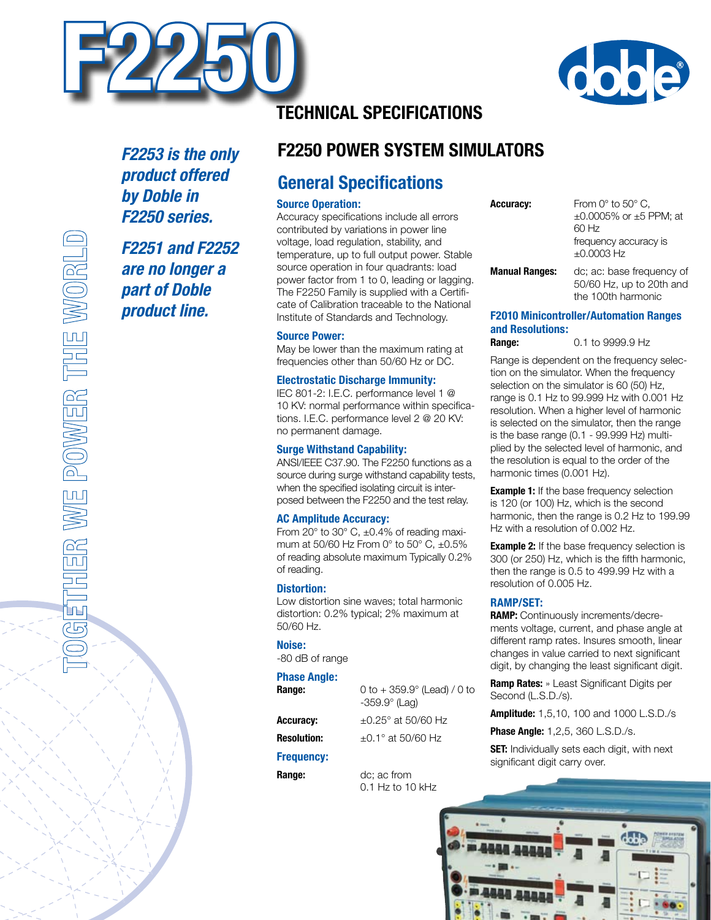# F2250

## TECHNICAL SPECIFICATIONS

*F2253 is the only product offered by Doble in F2250 series.*

*F2251 and F2252 are no longer a part of Doble product line.*

TOGETHER WE POWER THE WORLD

## F2250 POWER SYSTEM SIMULATORS

### General Specifications

**Source Operation:**
Accuracy specifications include all errors contributed by variations in power line voltage, load regulation, stability, and temperature, up to full output power. Stable source operation in four quadrants: load power factor from 1 to 0, leading or lagging. The F2250 Family is supplied with a Certificate of Calibration traceable to the National Institute of Standards and Technology.

**Source Power:**
May be lower than the maximum rating at frequencies other than 50/60 Hz or DC.

**Electrostatic Discharge Immunity:**
IEC 801-2: I.E.C. performance level 1 @ 10 KV: normal performance within specifications. I.E.C. performance level 2 @ 20 KV: no permanent damage.

**Surge Withstand Capability:**
ANSI/IEEE C37.90. The F2250 functions as a source during surge withstand capability tests, when the specified isolating circuit is interposed between the F2250 and the test relay.

**AC Amplitude Accuracy:**
From 20° to 30° C, ±0.4% of reading maximum at 50/60 Hz From 0° to 50° C, ±0.5% of reading absolute maximum Typically 0.2% of reading.

**Distortion:**
Low distortion sine waves; total harmonic distortion: 0.2% typical; 2% maximum at 50/60 Hz.

**Noise:**
-80 dB of range

**Phase Angle:**

| | |
|---|---|
| **Range:** | 0 to + 359.9° (Lead) / 0 to -359.9° (Lag) |
| **Accuracy:** | ±0.25° at 50/60 Hz |
| **Resolution:** | ±0.1° at 50/60 Hz |

**Frequency:**

| | |
|---|---|
| **Range:** | dc; ac from 0.1 Hz to 10 kHz |
| **Accuracy:** | From 0° to 50° C, ±0.0005% or ±5 PPM; at 60 Hz frequency accuracy is ±0.0003 Hz |
| **Manual Ranges:** | dc; ac: base frequency of 50/60 Hz, up to 20th and the 100th harmonic |

**F2010 Minicontroller/Automation Ranges and Resolutions:**

**Range:** 0.1 to 9999.9 Hz

Range is dependent on the frequency selection on the simulator. When the frequency selection on the simulator is 60 (50) Hz, range is 0.1 Hz to 99.999 Hz with 0.001 Hz resolution. When a higher level of harmonic is selected on the simulator, then the range is the base range (0.1 - 99.999 Hz) multiplied by the selected level of harmonic, and the resolution is equal to the order of the harmonic times (0.001 Hz).

**Example 1:** If the base frequency selection is 120 (or 100) Hz, which is the second harmonic, then the range is 0.2 Hz to 199.99 Hz with a resolution of 0.002 Hz.

**Example 2:** If the base frequency selection is 300 (or 250) Hz, which is the fifth harmonic, then the range is 0.5 to 499.99 Hz with a resolution of 0.005 Hz.

**RAMP/SET:**

**RAMP:** Continuously increments/decrements voltage, current, and phase angle at different ramp rates. Insures smooth, linear changes in value carried to next significant digit, by changing the least significant digit.

**Ramp Rates:** » Least Significant Digits per Second (L.S.D./s).

**Amplitude:** 1,5,10, 100 and 1000 L.S.D./s

**Phase Angle:** 1,2,5, 360 L.S.D./s.

**SET:** Individually sets each digit, with next significant digit carry over.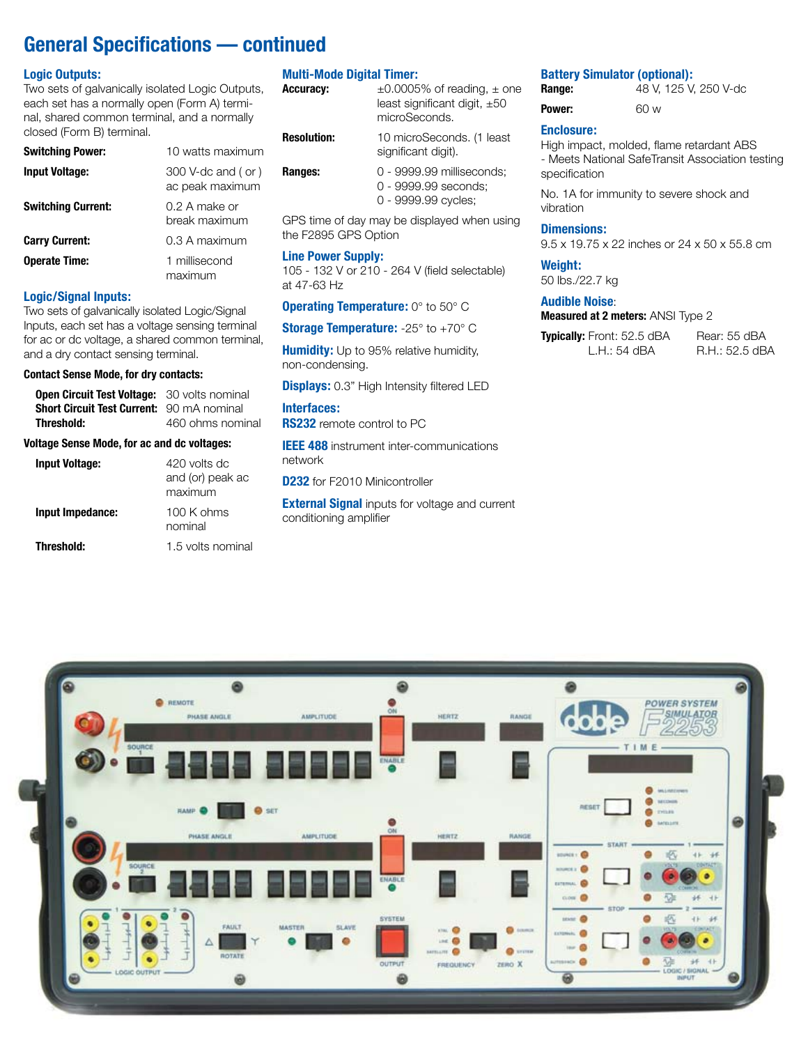# General Specifications — continued

## Logic Outputs:

Two sets of galvanically isolated Logic Outputs, each set has a normally open (Form A) terminal, shared common terminal, and a normally closed (Form B) terminal.

| | |
|---|---|
| **Switching Power:** | 10 watts maximum |
| **Input Voltage:** | 300 V-dc and ( or ) ac peak maximum |
| **Switching Current:** | 0.2 A make or break maximum |
| **Carry Current:** | 0.3 A maximum |
| **Operate Time:** | 1 millisecond maximum |

## Logic/Signal Inputs:

Two sets of galvanically isolated Logic/Signal Inputs, each set has a voltage sensing terminal for ac or dc voltage, a shared common terminal, and a dry contact sensing terminal.

**Contact Sense Mode, for dry contacts:**

| | |
|---|---|
| **Open Circuit Test Voltage:** | 30 volts nominal |
| **Short Circuit Test Current:** | 90 mA nominal |
| **Threshold:** | 460 ohms nominal |

**Voltage Sense Mode, for ac and dc voltages:**

| | |
|---|---|
| **Input Voltage:** | 420 volts dc and (or) peak ac maximum |
| **Input Impedance:** | 100 K ohms nominal |
| **Threshold:** | 1.5 volts nominal |

## Multi-Mode Digital Timer:

| | |
|---|---|
| **Accuracy:** | ±0.0005% of reading, ± one least significant digit, ±50 microSeconds. |
| **Resolution:** | 10 microSeconds. (1 least significant digit). |
| **Ranges:** | 0 - 9999.99 milliseconds; 0 - 9999.99 seconds; 0 - 9999.99 cycles; |

GPS time of day may be displayed when using the F2895 GPS Option

## Line Power Supply:

105 - 132 V or 210 - 264 V (field selectable) at 47-63 Hz

**Operating Temperature:** 0° to 50° C

**Storage Temperature:** -25° to +70° C

**Humidity:** Up to 95% relative humidity, non-condensing.

**Displays:** 0.3" High Intensity filtered LED

## Interfaces:

**RS232** remote control to PC

**IEEE 488** instrument inter-communications network

**D232** for F2010 Minicontroller

**External Signal** inputs for voltage and current conditioning amplifier

## Battery Simulator (optional):

| | |
|---|---|
| **Range:** | 48 V, 125 V, 250 V-dc |
| **Power:** | 60 w |

## Enclosure:

High impact, molded, flame retardant ABS - Meets National SafeTransit Association testing specification

No. 1A for immunity to severe shock and vibration

## Dimensions:

9.5 x 19.75 x 22 inches or 24 x 50 x 55.8 cm

## Weight:

50 lbs./22.7 kg

## Audible Noise:

**Measured at 2 meters:** ANSI Type 2

**Typically:** Front: 52.5 dBA   Rear: 55 dBA
L.H.: 54 dBA   R.H.: 52.5 dBA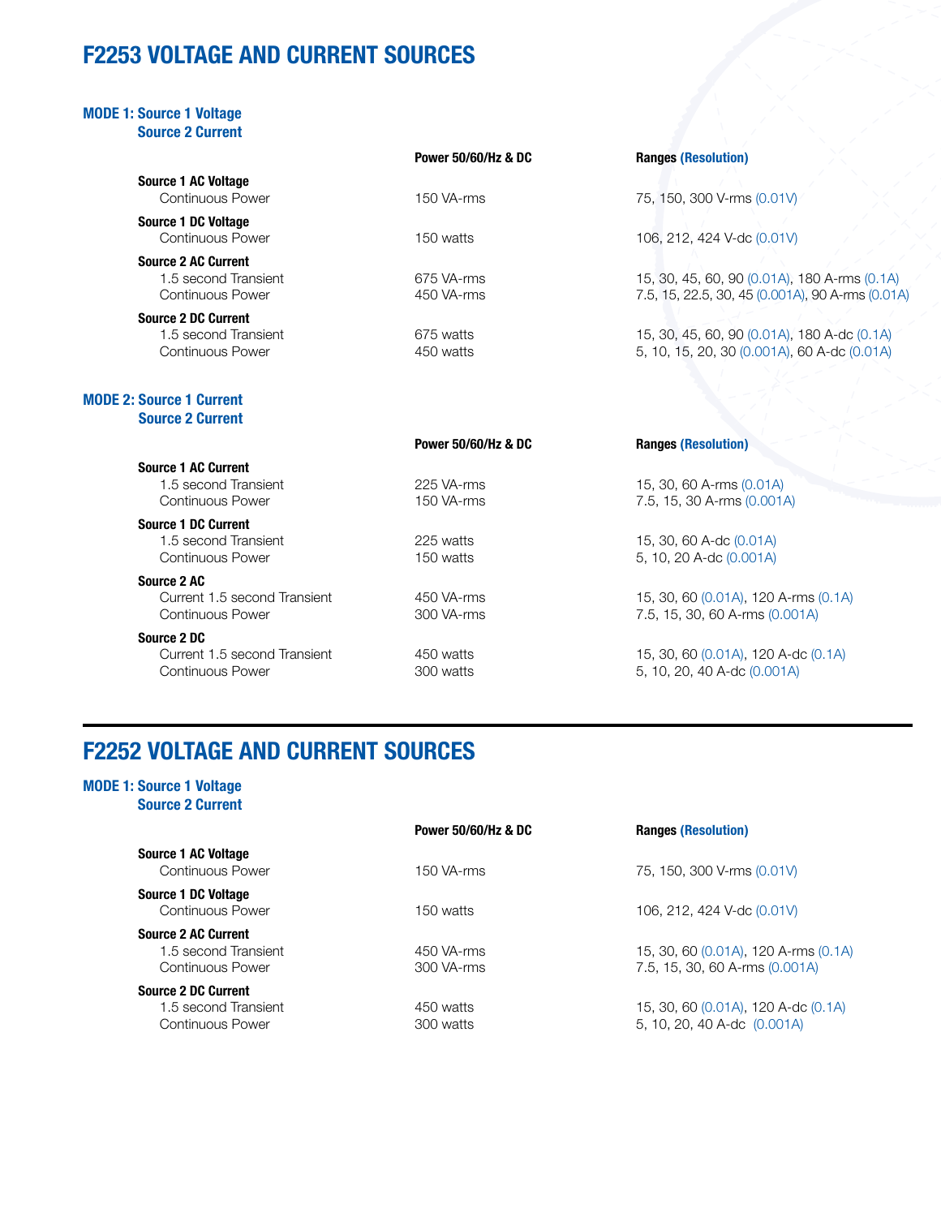## F2253 VOLTAGE AND CURRENT SOURCES

### MODE 1: Source 1 Voltage Source 2 Current

| | Power 50/60/Hz & DC | Ranges (Resolution) |
|---|---|---|
| **Source 1 AC Voltage** | | |
| Continuous Power | 150 VA-rms | 75, 150, 300 V-rms (0.01V) |
| **Source 1 DC Voltage** | | |
| Continuous Power | 150 watts | 106, 212, 424 V-dc (0.01V) |
| **Source 2 AC Current** | | |
| 1.5 second Transient | 675 VA-rms | 15, 30, 45, 60, 90 (0.01A), 180 A-rms (0.1A) |
| Continuous Power | 450 VA-rms | 7.5, 15, 22.5, 30, 45 (0.001A), 90 A-rms (0.01A) |
| **Source 2 DC Current** | | |
| 1.5 second Transient | 675 watts | 15, 30, 45, 60, 90 (0.01A), 180 A-dc (0.1A) |
| Continuous Power | 450 watts | 5, 10, 15, 20, 30 (0.001A), 60 A-dc (0.01A) |

### MODE 2: Source 1 Current Source 2 Current

| | Power 50/60/Hz & DC | Ranges (Resolution) |
|---|---|---|
| **Source 1 AC Current** | | |
| 1.5 second Transient | 225 VA-rms | 15, 30, 60 A-rms (0.01A) |
| Continuous Power | 150 VA-rms | 7.5, 15, 30 A-rms (0.001A) |
| **Source 1 DC Current** | | |
| 1.5 second Transient | 225 watts | 15, 30, 60 A-dc (0.01A) |
| Continuous Power | 150 watts | 5, 10, 20 A-dc (0.001A) |
| **Source 2 AC** | | |
| Current 1.5 second Transient | 450 VA-rms | 15, 30, 60 (0.01A), 120 A-rms (0.1A) |
| Continuous Power | 300 VA-rms | 7.5, 15, 30, 60 A-rms (0.001A) |
| **Source 2 DC** | | |
| Current 1.5 second Transient | 450 watts | 15, 30, 60 (0.01A), 120 A-dc (0.1A) |
| Continuous Power | 300 watts | 5, 10, 20, 40 A-dc (0.001A) |

## F2252 VOLTAGE AND CURRENT SOURCES

### MODE 1: Source 1 Voltage Source 2 Current

| | Power 50/60/Hz & DC | Ranges (Resolution) |
|---|---|---|
| **Source 1 AC Voltage** | | |
| Continuous Power | 150 VA-rms | 75, 150, 300 V-rms (0.01V) |
| **Source 1 DC Voltage** | | |
| Continuous Power | 150 watts | 106, 212, 424 V-dc (0.01V) |
| **Source 2 AC Current** | | |
| 1.5 second Transient | 450 VA-rms | 15, 30, 60 (0.01A), 120 A-rms (0.1A) |
| Continuous Power | 300 VA-rms | 7.5, 15, 30, 60 A-rms (0.001A) |
| **Source 2 DC Current** | | |
| 1.5 second Transient | 450 watts | 15, 30, 60 (0.01A), 120 A-dc (0.1A) |
| Continuous Power | 300 watts | 5, 10, 20, 40 A-dc (0.001A) |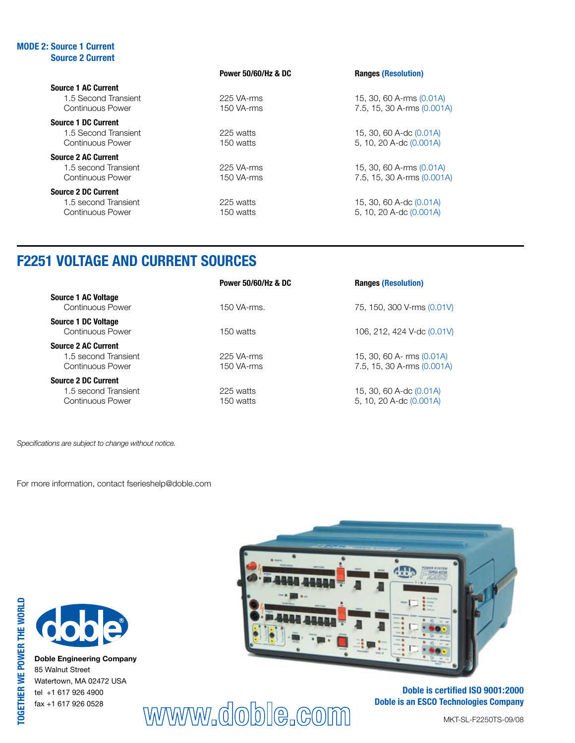**MODE 2: Source 1 Current**
**Source 2 Current**

| | Power 50/60/Hz & DC | Ranges (Resolution) |
|---|---|---|
| **Source 1 AC Current** | | |
| 1.5 Second Transient | 225 VA-rms | 15, 30, 60 A-rms (0.01A) |
| Continuous Power | 150 VA-rms | 7.5, 15, 30 A-rms (0.001A) |
| **Source 1 DC Current** | | |
| 1.5 Second Transient | 225 watts | 15, 30, 60 A-dc (0.01A) |
| Continuous Power | 150 watts | 5, 10, 20 A-dc (0.001A) |
| **Source 2 AC Current** | | |
| 1.5 second Transient | 225 VA-rms | 15, 30, 60 A-rms (0.01A) |
| Continuous Power | 150 VA-rms | 7.5, 15, 30 A-rms (0.001A) |
| **Source 2 DC Current** | | |
| 1.5 second Transient | 225 watts | 15, 30, 60 A-dc (0.01A) |
| Continuous Power | 150 watts | 5, 10, 20 A-dc (0.001A) |

## F2251 VOLTAGE AND CURRENT SOURCES

| | Power 50/60/Hz & DC | Ranges (Resolution) |
|---|---|---|
| **Source 1 AC Voltage** | | |
| Continuous Power | 150 VA-rms. | 75, 150, 300 V-rms (0.01V) |
| **Source 1 DC Voltage** | | |
| Continuous Power | 150 watts | 106, 212, 424 V-dc (0.01V) |
| **Source 2 AC Current** | | |
| 1.5 second Transient | 225 VA-rms | 15, 30, 60 A- rms (0.01A) |
| Continuous Power | 150 VA-rms | 7.5, 15, 30 A-rms (0.001A) |
| **Source 2 DC Current** | | |
| 1.5 second Transient | 225 watts | 15, 30, 60 A-dc (0.01A) |
| Continuous Power | 150 watts | 5, 10, 20 A-dc (0.001A) |

*Specifications are subject to change without notice.*

For more information, contact fserieshelp@doble.com

TOGETHER WE POWER THE WORLD

**Doble Engineering Company**
85 Walnut Street
Watertown, MA 02472 USA
tel +1 617 926 4900
fax +1 617 926 0528

www.doble.com

**Doble is certified ISO 9001:2000**
**Doble is an ESCO Technologies Company**

MKT-SL-F2250TS-09/08